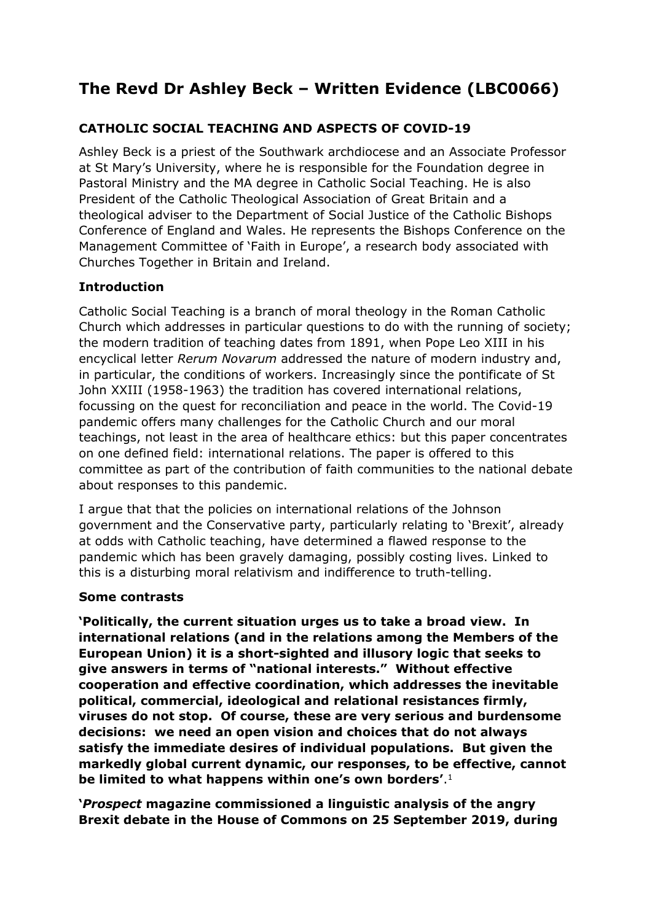# The Revd Dr Ashley Beck – Written Evidence (LBC0066)

## CATHOLIC SOCIAL TEACHING AND ASPECTS OF COVID-19

Ashley Beck is a priest of the Southwark archdiocese and an Associate Professor at St Mary's University, where he is responsible for the Foundation degree in Pastoral Ministry and the MA degree in Catholic Social Teaching. He is also President of the Catholic Theological Association of Great Britain and a theological adviser to the Department of Social Justice of the Catholic Bishops Conference of England and Wales. He represents the Bishops Conference on the Management Committee of 'Faith in Europe', a research body associated with Churches Together in Britain and Ireland.

### Introduction

Catholic Social Teaching is a branch of moral theology in the Roman Catholic Church which addresses in particular questions to do with the running of society; the modern tradition of teaching dates from 1891, when Pope Leo XIII in his encyclical letter *Rerum Novarum* addressed the nature of modern industry and, in particular, the conditions of workers. Increasingly since the pontificate of St John XXIII (1958-1963) the tradition has covered international relations, focussing on the quest for reconciliation and peace in the world. The Covid-19 pandemic offers many challenges for the Catholic Church and our moral teachings, not least in the area of healthcare ethics: but this paper concentrates on one defined field: international relations. The paper is offered to this committee as part of the contribution of faith communities to the national debate about responses to this pandemic.

I argue that that the policies on international relations of the Johnson government and the Conservative party, particularly relating to 'Brexit', already at odds with Catholic teaching, have determined a flawed response to the pandemic which has been gravely damaging, possibly costing lives. Linked to this is a disturbing moral relativism and indifference to truth-telling.

### Some contrasts

**'Politically, the current situation urges us to take a broad view. In international relations (and in the relations among the Members of the European Union) it is a short-sighted and illusory logic that seeks to give answers in terms of "national interests." Without effective cooperation and effective coordination, which addresses the inevitable political, commercial, ideological and relational resistances firmly, viruses do not stop. Of course, these are very serious and burdensome decisions: we need an open vision and choices that do not always satisfy the immediate desires of individual populations. But given the markedly global current dynamic, our responses, to be effective, cannot be limited to what happens within one's own borders'**.[1]

**'*Prospect* magazine commissioned a linguistic analysis of the angry Brexit debate in the House of Commons on 25 September 2019, during**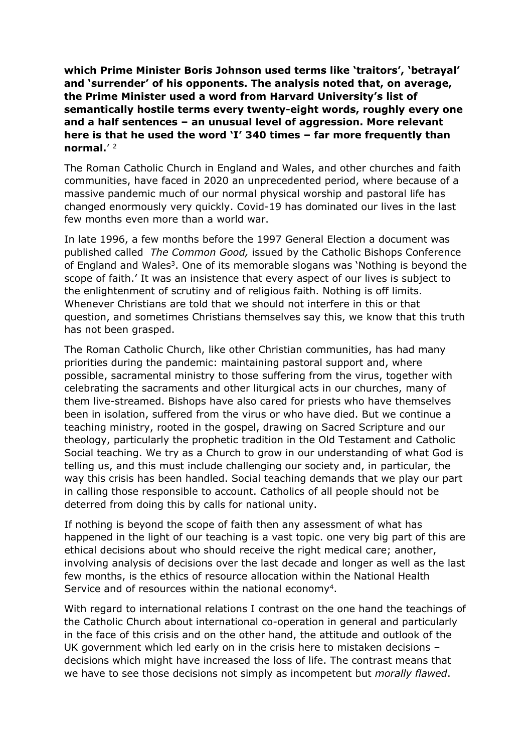**which Prime Minister Boris Johnson used terms like 'traitors', 'betrayal' and 'surrender' of his opponents. The analysis noted that, on average, the Prime Minister used a word from Harvard University's list of semantically hostile terms every twenty-eight words, roughly every one and a half sentences – an unusual level of aggression. More relevant here is that he used the word 'I' 340 times – far more frequently than normal.**' [2]

The Roman Catholic Church in England and Wales, and other churches and faith communities, have faced in 2020 an unprecedented period, where because of a massive pandemic much of our normal physical worship and pastoral life has changed enormously very quickly. Covid-19 has dominated our lives in the last few months even more than a world war.

In late 1996, a few months before the 1997 General Election a document was published called *The Common Good,* issued by the Catholic Bishops Conference of England and Wales[3]. One of its memorable slogans was 'Nothing is beyond the scope of faith.' It was an insistence that every aspect of our lives is subject to the enlightenment of scrutiny and of religious faith. Nothing is off limits. Whenever Christians are told that we should not interfere in this or that question, and sometimes Christians themselves say this, we know that this truth has not been grasped.

The Roman Catholic Church, like other Christian communities, has had many priorities during the pandemic: maintaining pastoral support and, where possible, sacramental ministry to those suffering from the virus, together with celebrating the sacraments and other liturgical acts in our churches, many of them live-streamed. Bishops have also cared for priests who have themselves been in isolation, suffered from the virus or who have died. But we continue a teaching ministry, rooted in the gospel, drawing on Sacred Scripture and our theology, particularly the prophetic tradition in the Old Testament and Catholic Social teaching. We try as a Church to grow in our understanding of what God is telling us, and this must include challenging our society and, in particular, the way this crisis has been handled. Social teaching demands that we play our part in calling those responsible to account. Catholics of all people should not be deterred from doing this by calls for national unity.

If nothing is beyond the scope of faith then any assessment of what has happened in the light of our teaching is a vast topic. one very big part of this are ethical decisions about who should receive the right medical care; another, involving analysis of decisions over the last decade and longer as well as the last few months, is the ethics of resource allocation within the National Health Service and of resources within the national economy[4].

With regard to international relations I contrast on the one hand the teachings of the Catholic Church about international co-operation in general and particularly in the face of this crisis and on the other hand, the attitude and outlook of the UK government which led early on in the crisis here to mistaken decisions – decisions which might have increased the loss of life. The contrast means that we have to see those decisions not simply as incompetent but *morally flawed*.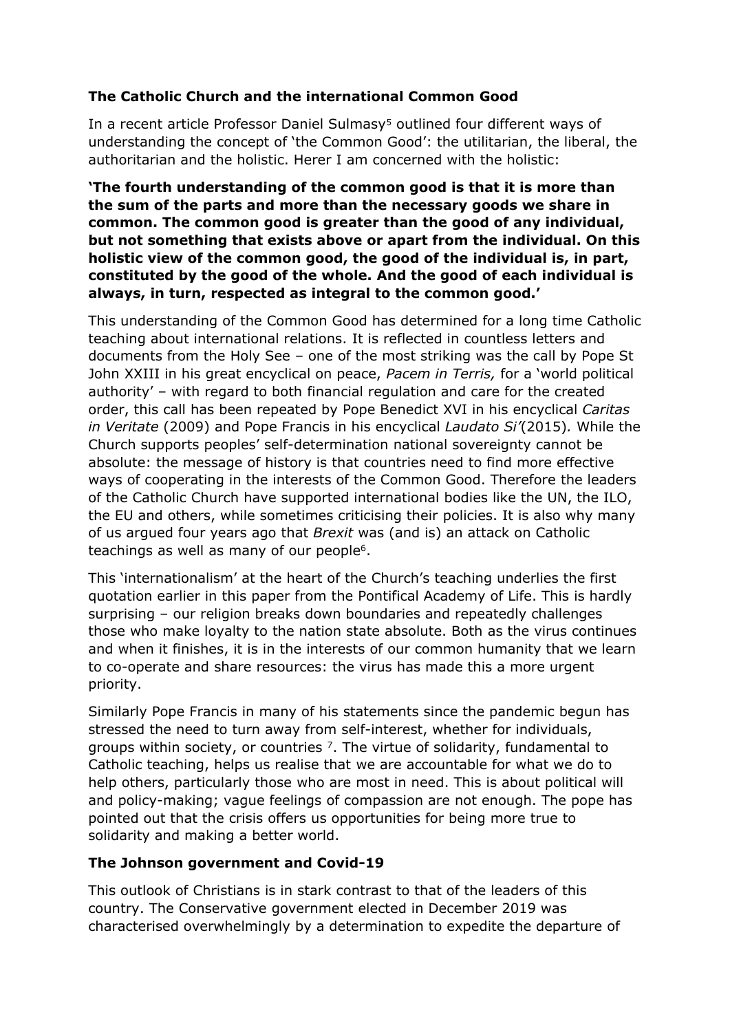**The Catholic Church and the international Common Good**

In a recent article Professor Daniel Sulmasy[5] outlined four different ways of understanding the concept of 'the Common Good': the utilitarian, the liberal, the authoritarian and the holistic. Herer I am concerned with the holistic:

**'The fourth understanding of the common good is that it is more than the sum of the parts and more than the necessary goods we share in common. The common good is greater than the good of any individual, but not something that exists above or apart from the individual. On this holistic view of the common good, the good of the individual is, in part, constituted by the good of the whole. And the good of each individual is always, in turn, respected as integral to the common good.'**

This understanding of the Common Good has determined for a long time Catholic teaching about international relations. It is reflected in countless letters and documents from the Holy See – one of the most striking was the call by Pope St John XXIII in his great encyclical on peace, *Pacem in Terris,* for a 'world political authority' – with regard to both financial regulation and care for the created order, this call has been repeated by Pope Benedict XVI in his encyclical *Caritas in Veritate* (2009) and Pope Francis in his encyclical *Laudato Si'*(2015)*.* While the Church supports peoples' self-determination national sovereignty cannot be absolute: the message of history is that countries need to find more effective ways of cooperating in the interests of the Common Good. Therefore the leaders of the Catholic Church have supported international bodies like the UN, the ILO, the EU and others, while sometimes criticising their policies. It is also why many of us argued four years ago that *Brexit* was (and is) an attack on Catholic teachings as well as many of our people[6].

This 'internationalism' at the heart of the Church's teaching underlies the first quotation earlier in this paper from the Pontifical Academy of Life. This is hardly surprising – our religion breaks down boundaries and repeatedly challenges those who make loyalty to the nation state absolute. Both as the virus continues and when it finishes, it is in the interests of our common humanity that we learn to co-operate and share resources: the virus has made this a more urgent priority.

Similarly Pope Francis in many of his statements since the pandemic begun has stressed the need to turn away from self-interest, whether for individuals, groups within society, or countries [7]. The virtue of solidarity, fundamental to Catholic teaching, helps us realise that we are accountable for what we do to help others, particularly those who are most in need. This is about political will and policy-making; vague feelings of compassion are not enough. The pope has pointed out that the crisis offers us opportunities for being more true to solidarity and making a better world.

**The Johnson government and Covid-19**

This outlook of Christians is in stark contrast to that of the leaders of this country. The Conservative government elected in December 2019 was characterised overwhelmingly by a determination to expedite the departure of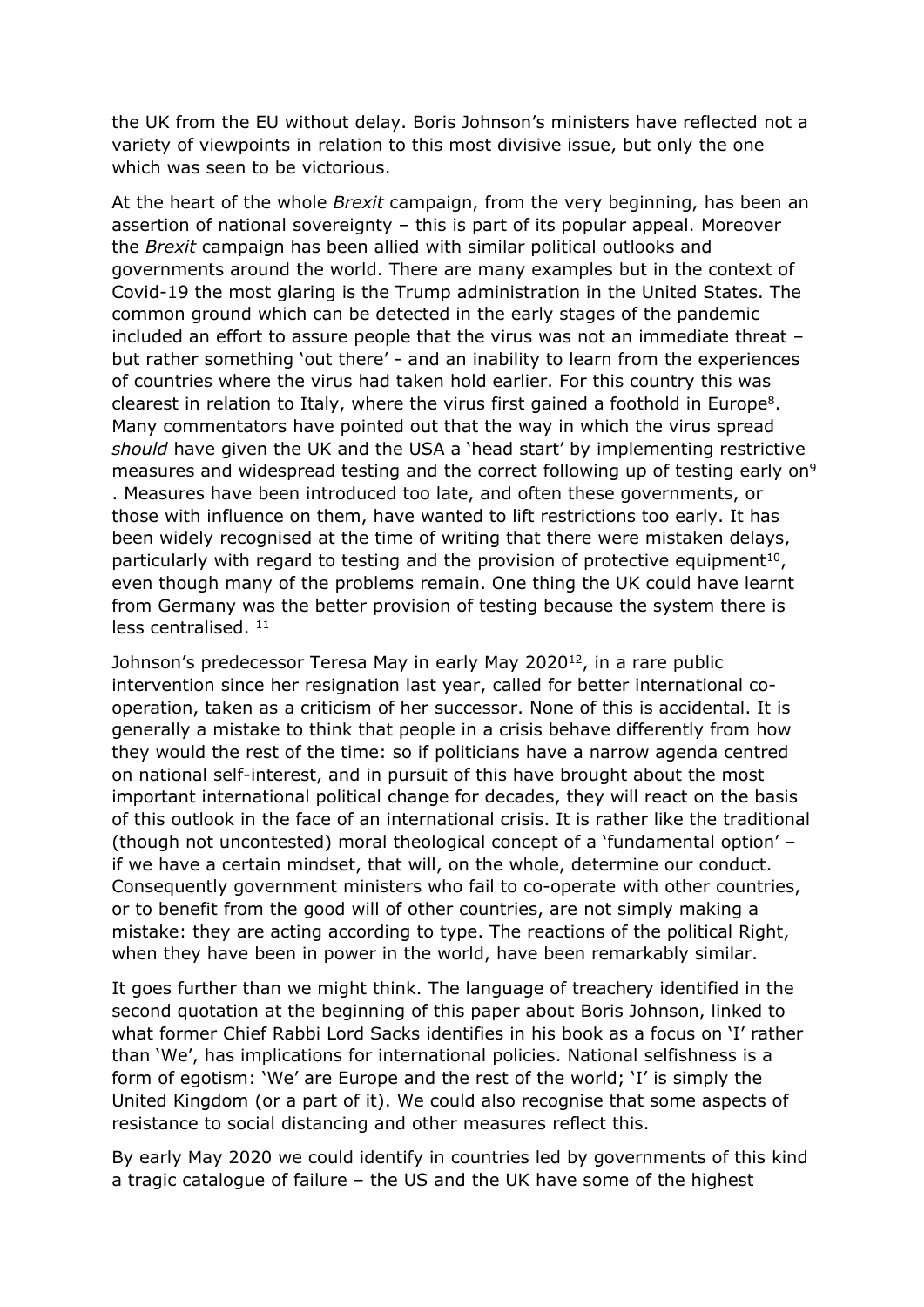the UK from the EU without delay. Boris Johnson's ministers have reflected not a variety of viewpoints in relation to this most divisive issue, but only the one which was seen to be victorious.

At the heart of the whole *Brexit* campaign, from the very beginning, has been an assertion of national sovereignty – this is part of its popular appeal. Moreover the *Brexit* campaign has been allied with similar political outlooks and governments around the world. There are many examples but in the context of Covid-19 the most glaring is the Trump administration in the United States. The common ground which can be detected in the early stages of the pandemic included an effort to assure people that the virus was not an immediate threat – but rather something 'out there' - and an inability to learn from the experiences of countries where the virus had taken hold earlier. For this country this was clearest in relation to Italy, where the virus first gained a foothold in Europe[8]. Many commentators have pointed out that the way in which the virus spread *should* have given the UK and the USA a 'head start' by implementing restrictive measures and widespread testing and the correct following up of testing early on[9]. Measures have been introduced too late, and often these governments, or those with influence on them, have wanted to lift restrictions too early. It has been widely recognised at the time of writing that there were mistaken delays, particularly with regard to testing and the provision of protective equipment[10], even though many of the problems remain. One thing the UK could have learnt from Germany was the better provision of testing because the system there is less centralised. [11]

Johnson's predecessor Teresa May in early May 2020[12], in a rare public intervention since her resignation last year, called for better international co-operation, taken as a criticism of her successor. None of this is accidental. It is generally a mistake to think that people in a crisis behave differently from how they would the rest of the time: so if politicians have a narrow agenda centred on national self-interest, and in pursuit of this have brought about the most important international political change for decades, they will react on the basis of this outlook in the face of an international crisis. It is rather like the traditional (though not uncontested) moral theological concept of a 'fundamental option' – if we have a certain mindset, that will, on the whole, determine our conduct. Consequently government ministers who fail to co-operate with other countries, or to benefit from the good will of other countries, are not simply making a mistake: they are acting according to type. The reactions of the political Right, when they have been in power in the world, have been remarkably similar.

It goes further than we might think. The language of treachery identified in the second quotation at the beginning of this paper about Boris Johnson, linked to what former Chief Rabbi Lord Sacks identifies in his book as a focus on 'I' rather than 'We', has implications for international policies. National selfishness is a form of egotism: 'We' are Europe and the rest of the world; 'I' is simply the United Kingdom (or a part of it). We could also recognise that some aspects of resistance to social distancing and other measures reflect this.

By early May 2020 we could identify in countries led by governments of this kind a tragic catalogue of failure – the US and the UK have some of the highest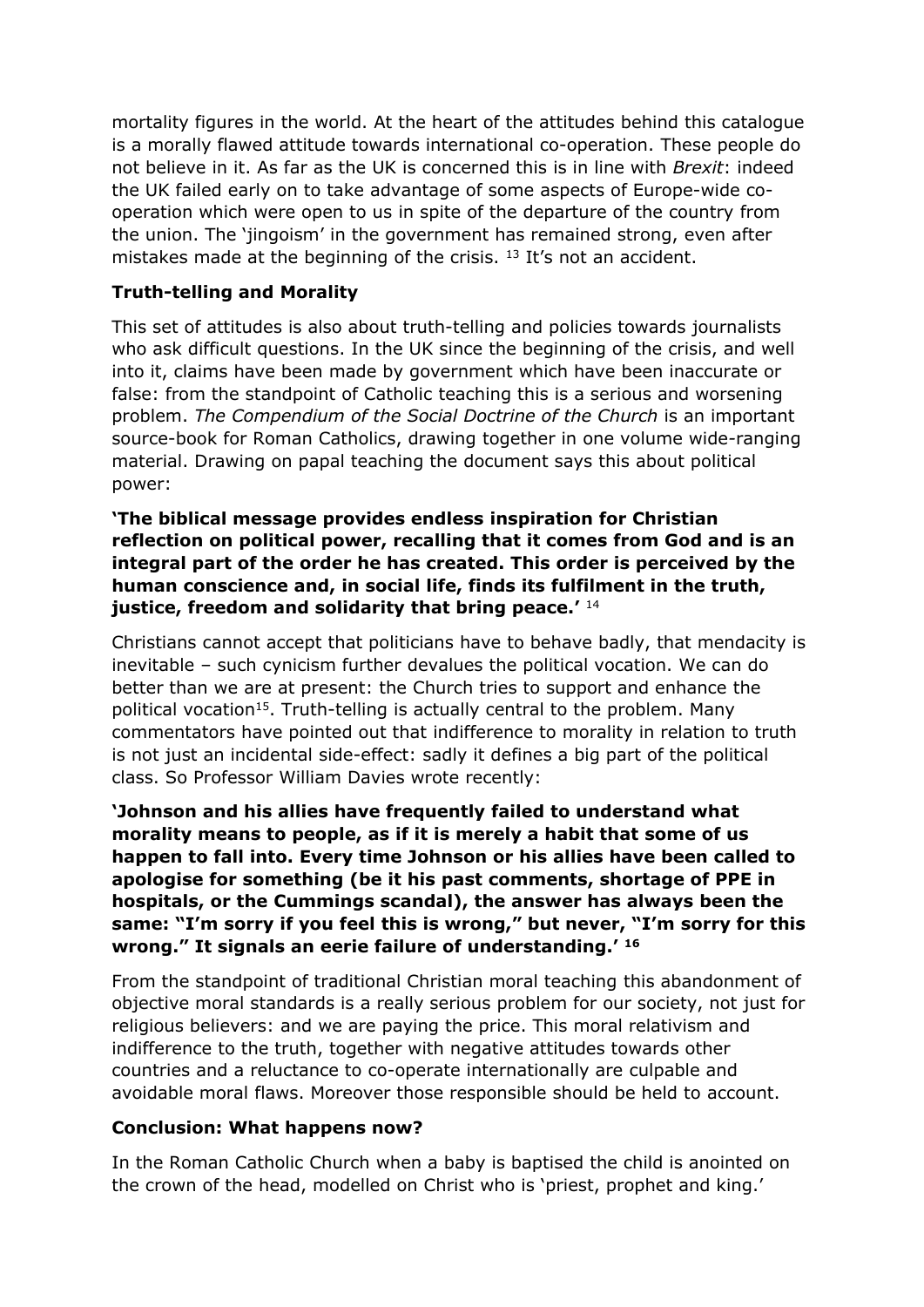mortality figures in the world. At the heart of the attitudes behind this catalogue is a morally flawed attitude towards international co-operation. These people do not believe in it. As far as the UK is concerned this is in line with *Brexit*: indeed the UK failed early on to take advantage of some aspects of Europe-wide co-operation which were open to us in spite of the departure of the country from the union. The 'jingoism' in the government has remained strong, even after mistakes made at the beginning of the crisis. [13] It's not an accident.

**Truth-telling and Morality**

This set of attitudes is also about truth-telling and policies towards journalists who ask difficult questions. In the UK since the beginning of the crisis, and well into it, claims have been made by government which have been inaccurate or false: from the standpoint of Catholic teaching this is a serious and worsening problem. *The Compendium of the Social Doctrine of the Church* is an important source-book for Roman Catholics, drawing together in one volume wide-ranging material. Drawing on papal teaching the document says this about political power:

**'The biblical message provides endless inspiration for Christian reflection on political power, recalling that it comes from God and is an integral part of the order he has created. This order is perceived by the human conscience and, in social life, finds its fulfilment in the truth, justice, freedom and solidarity that bring peace.'** [14]

Christians cannot accept that politicians have to behave badly, that mendacity is inevitable – such cynicism further devalues the political vocation. We can do better than we are at present: the Church tries to support and enhance the political vocation[15]. Truth-telling is actually central to the problem. Many commentators have pointed out that indifference to morality in relation to truth is not just an incidental side-effect: sadly it defines a big part of the political class. So Professor William Davies wrote recently:

**'Johnson and his allies have frequently failed to understand what morality means to people, as if it is merely a habit that some of us happen to fall into. Every time Johnson or his allies have been called to apologise for something (be it his past comments, shortage of PPE in hospitals, or the Cummings scandal), the answer has always been the same: "I'm sorry if you feel this is wrong," but never, "I'm sorry for this wrong." It signals an eerie failure of understanding.' [16]**

From the standpoint of traditional Christian moral teaching this abandonment of objective moral standards is a really serious problem for our society, not just for religious believers: and we are paying the price. This moral relativism and indifference to the truth, together with negative attitudes towards other countries and a reluctance to co-operate internationally are culpable and avoidable moral flaws. Moreover those responsible should be held to account.

**Conclusion: What happens now?**

In the Roman Catholic Church when a baby is baptised the child is anointed on the crown of the head, modelled on Christ who is 'priest, prophet and king.'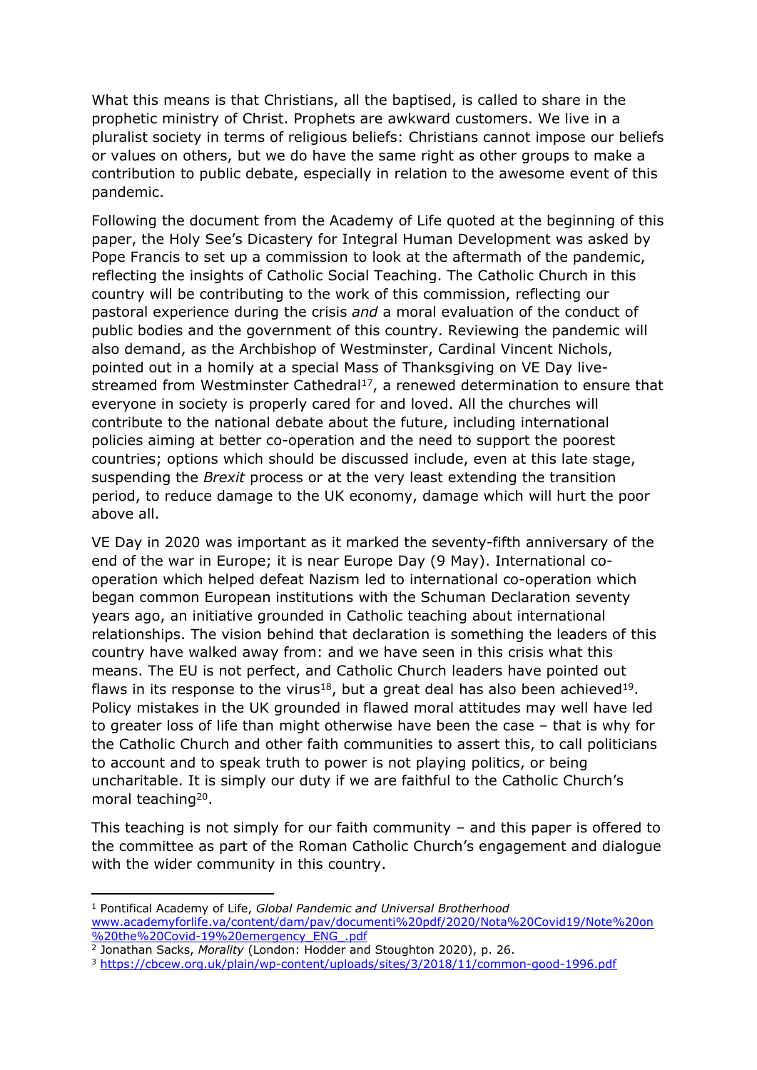What this means is that Christians, all the baptised, is called to share in the prophetic ministry of Christ. Prophets are awkward customers. We live in a pluralist society in terms of religious beliefs: Christians cannot impose our beliefs or values on others, but we do have the same right as other groups to make a contribution to public debate, especially in relation to the awesome event of this pandemic.

Following the document from the Academy of Life quoted at the beginning of this paper, the Holy See's Dicastery for Integral Human Development was asked by Pope Francis to set up a commission to look at the aftermath of the pandemic, reflecting the insights of Catholic Social Teaching. The Catholic Church in this country will be contributing to the work of this commission, reflecting our pastoral experience during the crisis *and* a moral evaluation of the conduct of public bodies and the government of this country. Reviewing the pandemic will also demand, as the Archbishop of Westminster, Cardinal Vincent Nichols, pointed out in a homily at a special Mass of Thanksgiving on VE Day live-streamed from Westminster Cathedral[17], a renewed determination to ensure that everyone in society is properly cared for and loved. All the churches will contribute to the national debate about the future, including international policies aiming at better co-operation and the need to support the poorest countries; options which should be discussed include, even at this late stage, suspending the *Brexit* process or at the very least extending the transition period, to reduce damage to the UK economy, damage which will hurt the poor above all.

VE Day in 2020 was important as it marked the seventy-fifth anniversary of the end of the war in Europe; it is near Europe Day (9 May). International co-operation which helped defeat Nazism led to international co-operation which began common European institutions with the Schuman Declaration seventy years ago, an initiative grounded in Catholic teaching about international relationships. The vision behind that declaration is something the leaders of this country have walked away from: and we have seen in this crisis what this means. The EU is not perfect, and Catholic Church leaders have pointed out flaws in its response to the virus[18], but a great deal has also been achieved[19]. Policy mistakes in the UK grounded in flawed moral attitudes may well have led to greater loss of life than might otherwise have been the case – that is why for the Catholic Church and other faith communities to assert this, to call politicians to account and to speak truth to power is not playing politics, or being uncharitable. It is simply our duty if we are faithful to the Catholic Church's moral teaching[20].

This teaching is not simply for our faith community – and this paper is offered to the committee as part of the Roman Catholic Church's engagement and dialogue with the wider community in this country.

---

[1] Pontifical Academy of Life, *Global Pandemic and Universal Brotherhood* www.academyforlife.va/content/dam/pav/documenti%20pdf/2020/Nota%20Covid19/Note%20on%20the%20Covid-19%20emergency_ENG_.pdf

[2] Jonathan Sacks, *Morality* (London: Hodder and Stoughton 2020), p. 26.

[3] https://cbcew.org.uk/plain/wp-content/uploads/sites/3/2018/11/common-good-1996.pdf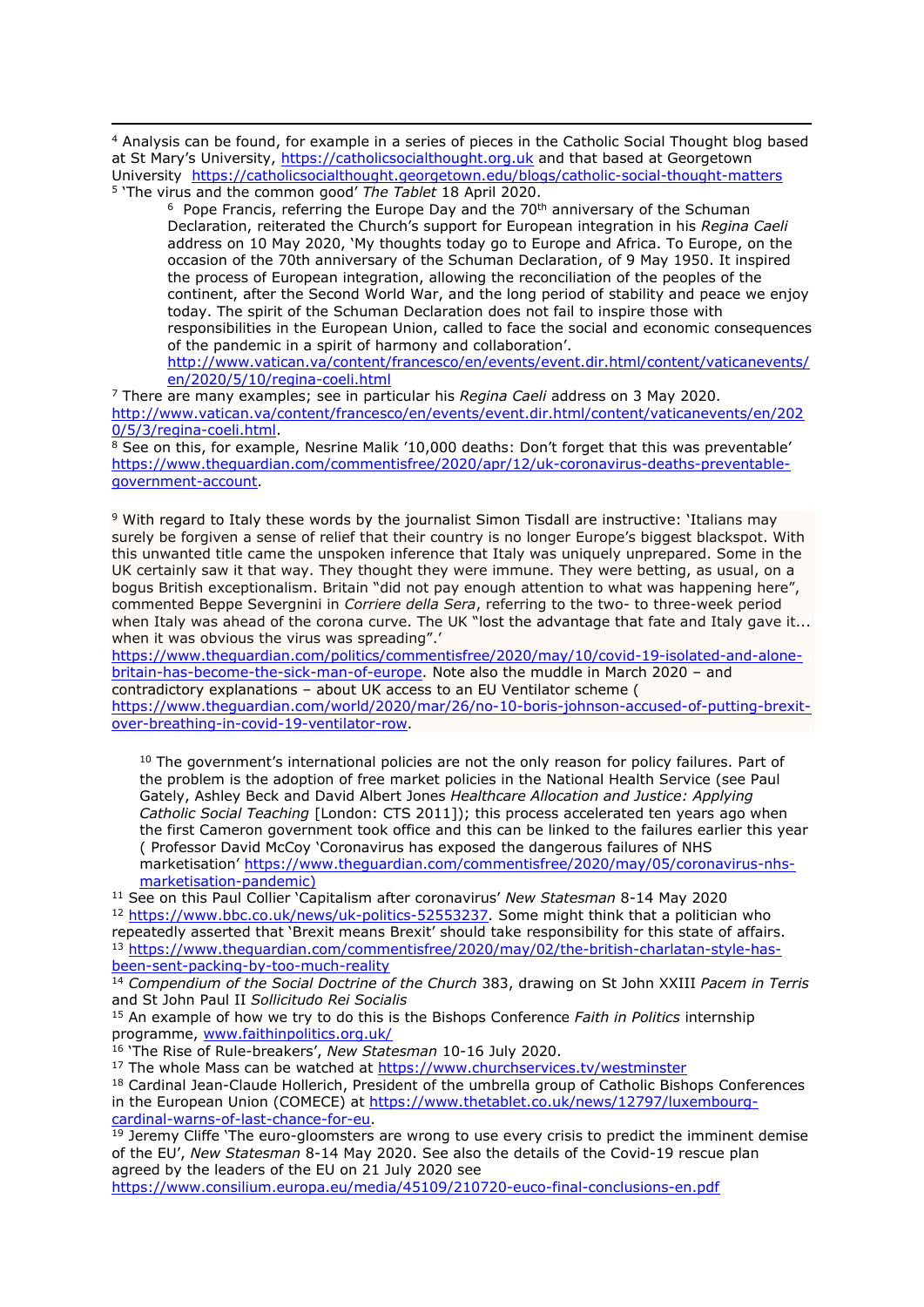[4] Analysis can be found, for example in a series of pieces in the Catholic Social Thought blog based at St Mary's University, https://catholicsocialthought.org.uk and that based at Georgetown University https://catholicsocialthought.georgetown.edu/blogs/catholic-social-thought-matters

[5] 'The virus and the common good' *The Tablet* 18 April 2020.

[6] Pope Francis, referring the Europe Day and the 70th anniversary of the Schuman Declaration, reiterated the Church's support for European integration in his *Regina Caeli* address on 10 May 2020, 'My thoughts today go to Europe and Africa. To Europe, on the occasion of the 70th anniversary of the Schuman Declaration, of 9 May 1950. It inspired the process of European integration, allowing the reconciliation of the peoples of the continent, after the Second World War, and the long period of stability and peace we enjoy today. The spirit of the Schuman Declaration does not fail to inspire those with responsibilities in the European Union, called to face the social and economic consequences of the pandemic in a spirit of harmony and collaboration'. http://www.vatican.va/content/francesco/en/events/event.dir.html/content/vaticanevents/en/2020/5/10/regina-coeli.html

[7] There are many examples; see in particular his *Regina Caeli* address on 3 May 2020. http://www.vatican.va/content/francesco/en/events/event.dir.html/content/vaticanevents/en/2020/5/3/regina-coeli.html.

[8] See on this, for example, Nesrine Malik '10,000 deaths: Don't forget that this was preventable' https://www.theguardian.com/commentisfree/2020/apr/12/uk-coronavirus-deaths-preventable-government-account.

[9] With regard to Italy these words by the journalist Simon Tisdall are instructive: 'Italians may surely be forgiven a sense of relief that their country is no longer Europe's biggest blackspot. With this unwanted title came the unspoken inference that Italy was uniquely unprepared. Some in the UK certainly saw it that way. They thought they were immune. They were betting, as usual, on a bogus British exceptionalism. Britain "did not pay enough attention to what was happening here", commented Beppe Severgnini in *Corriere della Sera*, referring to the two- to three-week period when Italy was ahead of the corona curve. The UK "lost the advantage that fate and Italy gave it... when it was obvious the virus was spreading".' https://www.theguardian.com/politics/commentisfree/2020/may/10/covid-19-isolated-and-alone-britain-has-become-the-sick-man-of-europe. Note also the muddle in March 2020 – and contradictory explanations – about UK access to an EU Ventilator scheme ( https://www.theguardian.com/world/2020/mar/26/no-10-boris-johnson-accused-of-putting-brexit-over-breathing-in-covid-19-ventilator-row.

[10] The government's international policies are not the only reason for policy failures. Part of the problem is the adoption of free market policies in the National Health Service (see Paul Gately, Ashley Beck and David Albert Jones *Healthcare Allocation and Justice: Applying Catholic Social Teaching* [London: CTS 2011]); this process accelerated ten years ago when the first Cameron government took office and this can be linked to the failures earlier this year ( Professor David McCoy 'Coronavirus has exposed the dangerous failures of NHS marketisation' https://www.theguardian.com/commentisfree/2020/may/05/coronavirus-nhs-marketisation-pandemic)

[11] See on this Paul Collier 'Capitalism after coronavirus' *New Statesman* 8-14 May 2020

[12] https://www.bbc.co.uk/news/uk-politics-52553237. Some might think that a politician who repeatedly asserted that 'Brexit means Brexit' should take responsibility for this state of affairs.

[13] https://www.theguardian.com/commentisfree/2020/may/02/the-british-charlatan-style-has-been-sent-packing-by-too-much-reality

[14] *Compendium of the Social Doctrine of the Church* 383, drawing on St John XXIII *Pacem in Terris* and St John Paul II *Sollicitudo Rei Socialis*

[15] An example of how we try to do this is the Bishops Conference *Faith in Politics* internship programme, www.faithinpolitics.org.uk/

[16] 'The Rise of Rule-breakers', *New Statesman* 10-16 July 2020.

[17] The whole Mass can be watched at https://www.churchservices.tv/westminster

[18] Cardinal Jean-Claude Hollerich, President of the umbrella group of Catholic Bishops Conferences in the European Union (COMECE) at https://www.thetablet.co.uk/news/12797/luxembourg-cardinal-warns-of-last-chance-for-eu.

[19] Jeremy Cliffe 'The euro-gloomsters are wrong to use every crisis to predict the imminent demise of the EU', *New Statesman* 8-14 May 2020. See also the details of the Covid-19 rescue plan agreed by the leaders of the EU on 21 July 2020 see https://www.consilium.europa.eu/media/45109/210720-euco-final-conclusions-en.pdf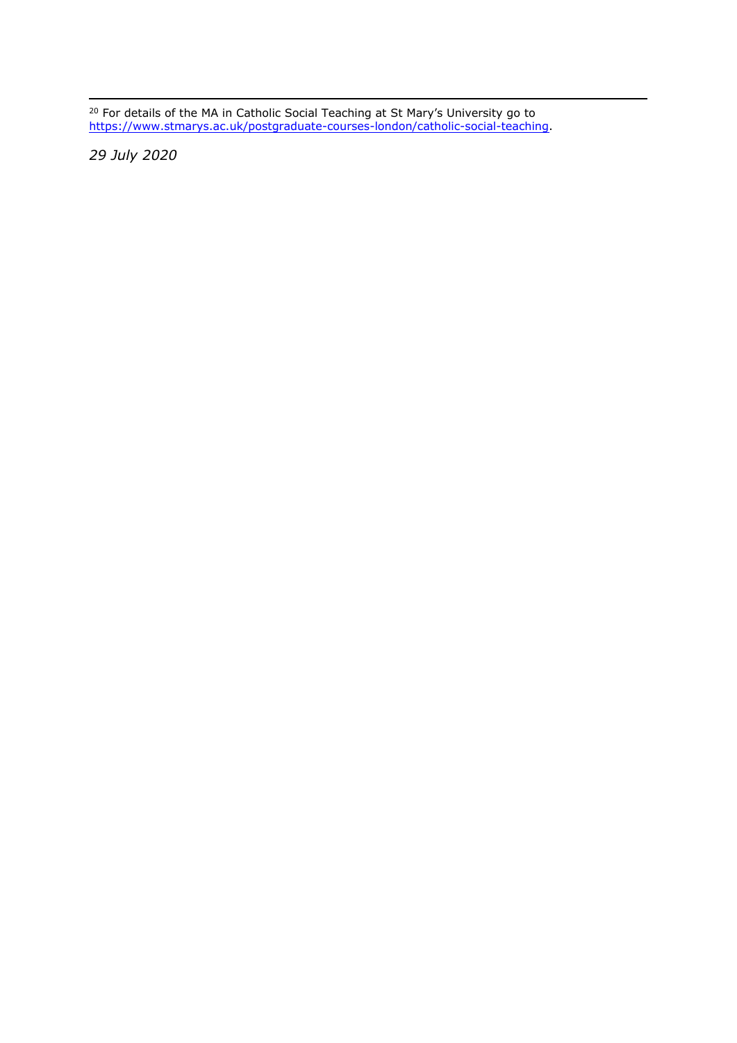[20] For details of the MA in Catholic Social Teaching at St Mary's University go to https://www.stmarys.ac.uk/postgraduate-courses-london/catholic-social-teaching.

*29 July 2020*